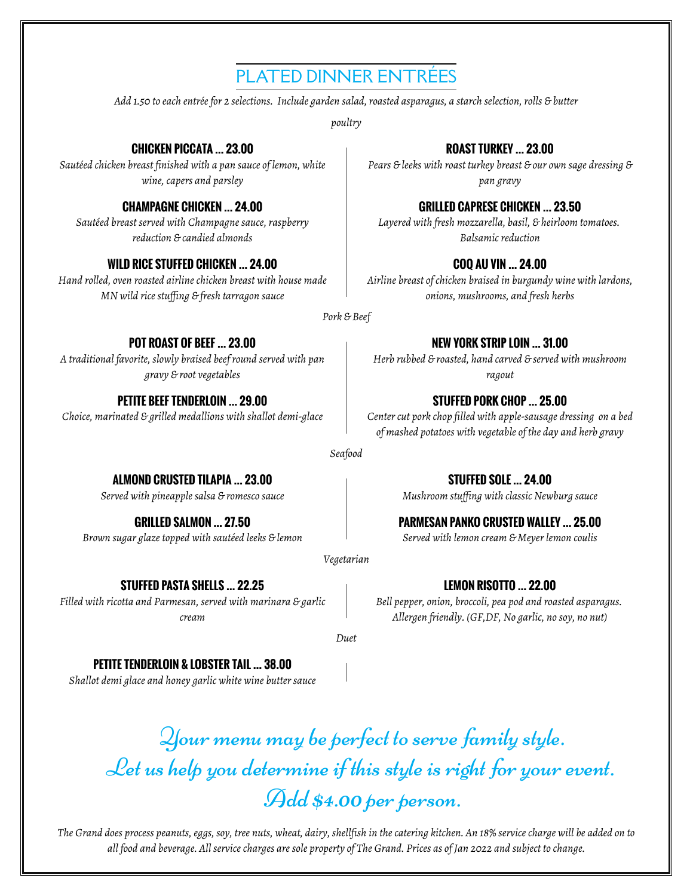# PLATED DINNER ENTRÉES

*Add 1.50 to each entrée for 2 selections. Include garden salad, roasted asparagus, a starch selection, rolls & butter*

*poultry*

### CHICKEN PICCATA ... 23.00
*Sautéed chicken breast finished with a pan sauce of lemon, white wine, capers and parsley*

### CHAMPAGNE CHICKEN ... 24.00
*Sautéed breast served with Champagne sauce, raspberry reduction & candied almonds*

### WILD RICE STUFFED CHICKEN ... 24.00
*Hand rolled, oven roasted airline chicken breast with house made MN wild rice stuffing & fresh tarragon sauce*

### ROAST TURKEY ... 23.00
*Pears & leeks with roast turkey breast & our own sage dressing & pan gravy*

### GRILLED CAPRESE CHICKEN ... 23.50
*Layered with fresh mozzarella, basil, & heirloom tomatoes. Balsamic reduction*

### COQ AU VIN ... 24.00
*Airline breast of chicken braised in burgundy wine with lardons, onions, mushrooms, and fresh herbs*

*Pork & Beef*

### POT ROAST OF BEEF ... 23.00
*A traditional favorite, slowly braised beef round served with pan gravy & root vegetables*

### PETITE BEEF TENDERLOIN ... 29.00
*Choice, marinated & grilled medallions with shallot demi-glace*

### NEW YORK STRIP LOIN ... 31.00
*Herb rubbed & roasted, hand carved & served with mushroom ragout*

### STUFFED PORK CHOP ... 25.00
*Center cut pork chop filled with apple-sausage dressing on a bed of mashed potatoes with vegetable of the day and herb gravy*

*Seafood*

### ALMOND CRUSTED TILAPIA ... 23.00
*Served with pineapple salsa & romesco sauce*

### GRILLED SALMON ... 27.50
*Brown sugar glaze topped with sautéed leeks & lemon*

### STUFFED SOLE ... 24.00
*Mushroom stuffing with classic Newburg sauce*

### PARMESAN PANKO CRUSTED WALLEY ... 25.00
*Served with lemon cream & Meyer lemon coulis*

*Vegetarian*

### STUFFED PASTA SHELLS ... 22.25
*Filled with ricotta and Parmesan, served with marinara & garlic cream*

### LEMON RISOTTO ... 22.00
*Bell pepper, onion, broccoli, pea pod and roasted asparagus. Allergen friendly. (GF,DF, No garlic, no soy, no nut)*

*Duet*

### PETITE TENDERLOIN & LOBSTER TAIL ... 38.00
*Shallot demi glace and honey garlic white wine butter sauce*

*Your menu may be perfect to serve family style.*
*Let us help you determine if this style is right for your event.*
*Add $4.00 per person.*

*The Grand does process peanuts, eggs, soy, tree nuts, wheat, dairy, shellfish in the catering kitchen. An 18% service charge will be added on to all food and beverage. All service charges are sole property of The Grand. Prices as of Jan 2022 and subject to change.*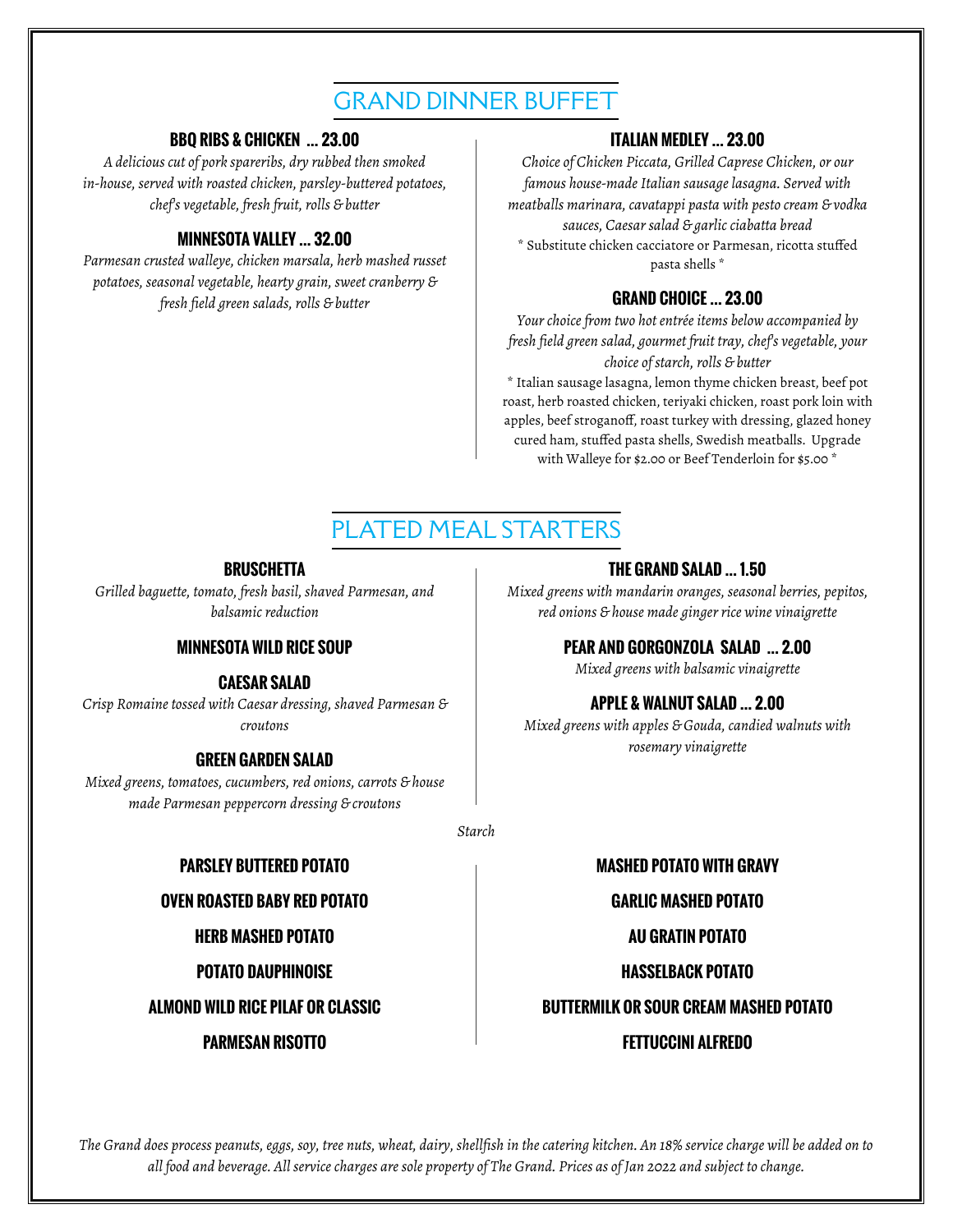# GRAND DINNER BUFFET

### BBQ RIBS & CHICKEN ... 23.00

*A delicious cut of pork spareribs, dry rubbed then smoked in-house, served with roasted chicken, parsley-buttered potatoes, chef's vegetable, fresh fruit, rolls & butter*

### MINNESOTA VALLEY ... 32.00

*Parmesan crusted walleye, chicken marsala, herb mashed russet potatoes, seasonal vegetable, hearty grain, sweet cranberry & fresh field green salads, rolls & butter*

### ITALIAN MEDLEY ... 23.00

*Choice of Chicken Piccata, Grilled Caprese Chicken, or our famous house-made Italian sausage lasagna. Served with meatballs marinara, cavatappi pasta with pesto cream & vodka sauces, Caesar salad & garlic ciabatta bread*

* Substitute chicken cacciatore or Parmesan, ricotta stuffed pasta shells *

### GRAND CHOICE ... 23.00

*Your choice from two hot entrée items below accompanied by fresh field green salad, gourmet fruit tray, chef's vegetable, your choice of starch, rolls & butter*

* Italian sausage lasagna, lemon thyme chicken breast, beef pot roast, herb roasted chicken, teriyaki chicken, roast pork loin with apples, beef stroganoff, roast turkey with dressing, glazed honey cured ham, stuffed pasta shells, Swedish meatballs. Upgrade with Walleye for $2.00 or Beef Tenderloin for $5.00 *

# PLATED MEAL STARTERS

### BRUSCHETTA

*Grilled baguette, tomato, fresh basil, shaved Parmesan, and balsamic reduction*

### MINNESOTA WILD RICE SOUP

### CAESAR SALAD

*Crisp Romaine tossed with Caesar dressing, shaved Parmesan & croutons*

### GREEN GARDEN SALAD

*Mixed greens, tomatoes, cucumbers, red onions, carrots & house made Parmesan peppercorn dressing & croutons*

### THE GRAND SALAD ... 1.50

*Mixed greens with mandarin oranges, seasonal berries, pepitos, red onions & house made ginger rice wine vinaigrette*

### PEAR AND GORGONZOLA SALAD ... 2.00

*Mixed greens with balsamic vinaigrette*

### APPLE & WALNUT SALAD ... 2.00

*Mixed greens with apples & Gouda, candied walnuts with rosemary vinaigrette*

*Starch*

**PARSLEY BUTTERED POTATO**

**OVEN ROASTED BABY RED POTATO**

**HERB MASHED POTATO**

**POTATO DAUPHINOISE**

**ALMOND WILD RICE PILAF OR CLASSIC**

**PARMESAN RISOTTO**

**MASHED POTATO WITH GRAVY**

**GARLIC MASHED POTATO**

**AU GRATIN POTATO**

**HASSELBACK POTATO**

**BUTTERMILK OR SOUR CREAM MASHED POTATO**

**FETTUCCINI ALFREDO**

*The Grand does process peanuts, eggs, soy, tree nuts, wheat, dairy, shellfish in the catering kitchen. An 18% service charge will be added on to all food and beverage. All service charges are sole property of The Grand. Prices as of Jan 2022 and subject to change.*